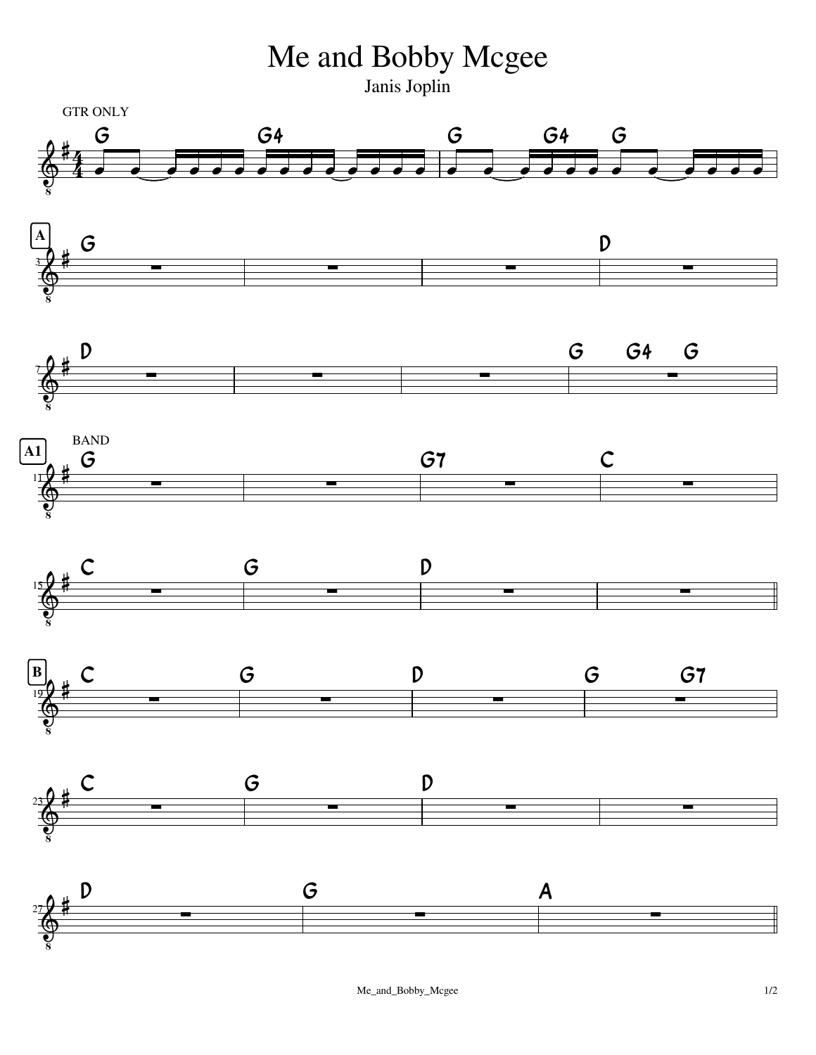# Me and Bobby Mcgee

Janis Joplin

GTR ONLY

| Measure | Chords |
|---|---|
| 1 | G G4 |
| 2 | G G4 G |

**A**

| Measure | Chords |
|---|---|
| 3 | G |
| 4 | |
| 5 | |
| 6 | D |
| 7 | D |
| 8 | |
| 9 | |
| 10 | G G4 G |

**A1** BAND

| Measure | Chords |
|---|---|
| 11 | G |
| 12 | |
| 13 | G7 |
| 14 | C |
| 15 | C |
| 16 | G |
| 17 | D |
| 18 | |

**B**

| Measure | Chords |
|---|---|
| 19 | C |
| 20 | G |
| 21 | D |
| 22 | G G7 |
| 23 | C |
| 24 | G |
| 25 | D |
| 26 | |
| 27 | D |
| 28 | G |
| 29 | A |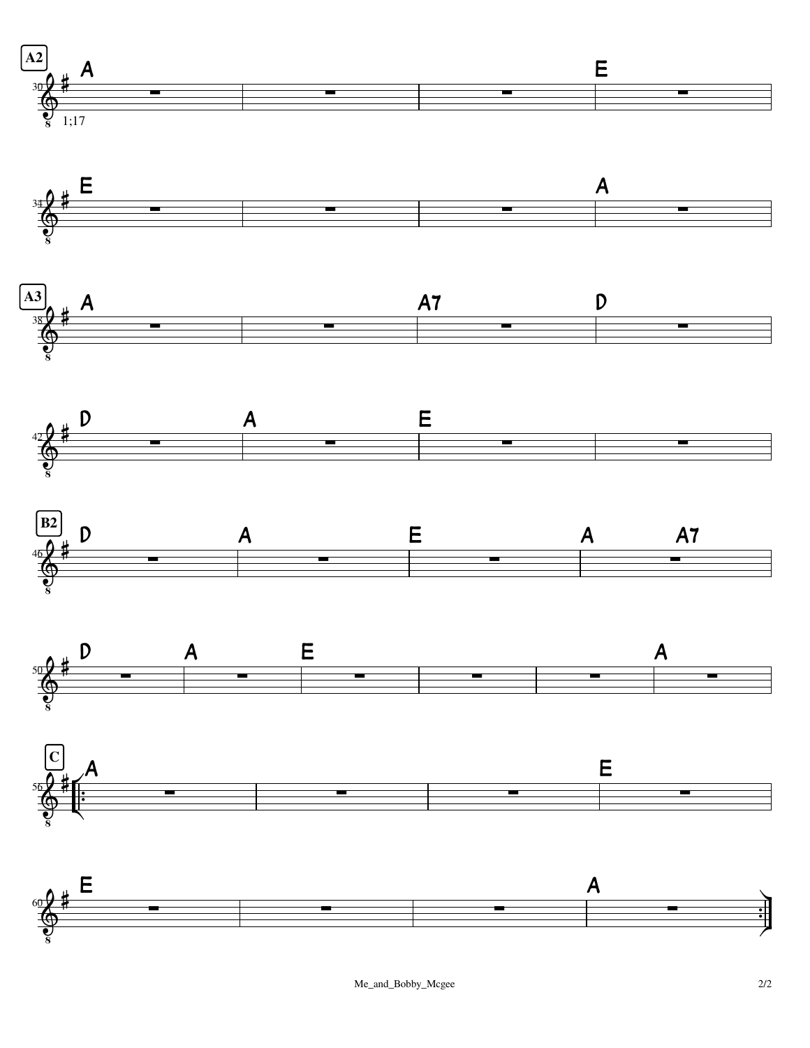**A2**

30 A | | | E |

1;17

34 E | | | A |

**A3**

38 A | | A7 | D |

42 D | A | E | |

**B2**

46 D | A | E | A A7 |

50 D | A | E | | | A |

**C**

56 A | | | E |

60 E | | | A |